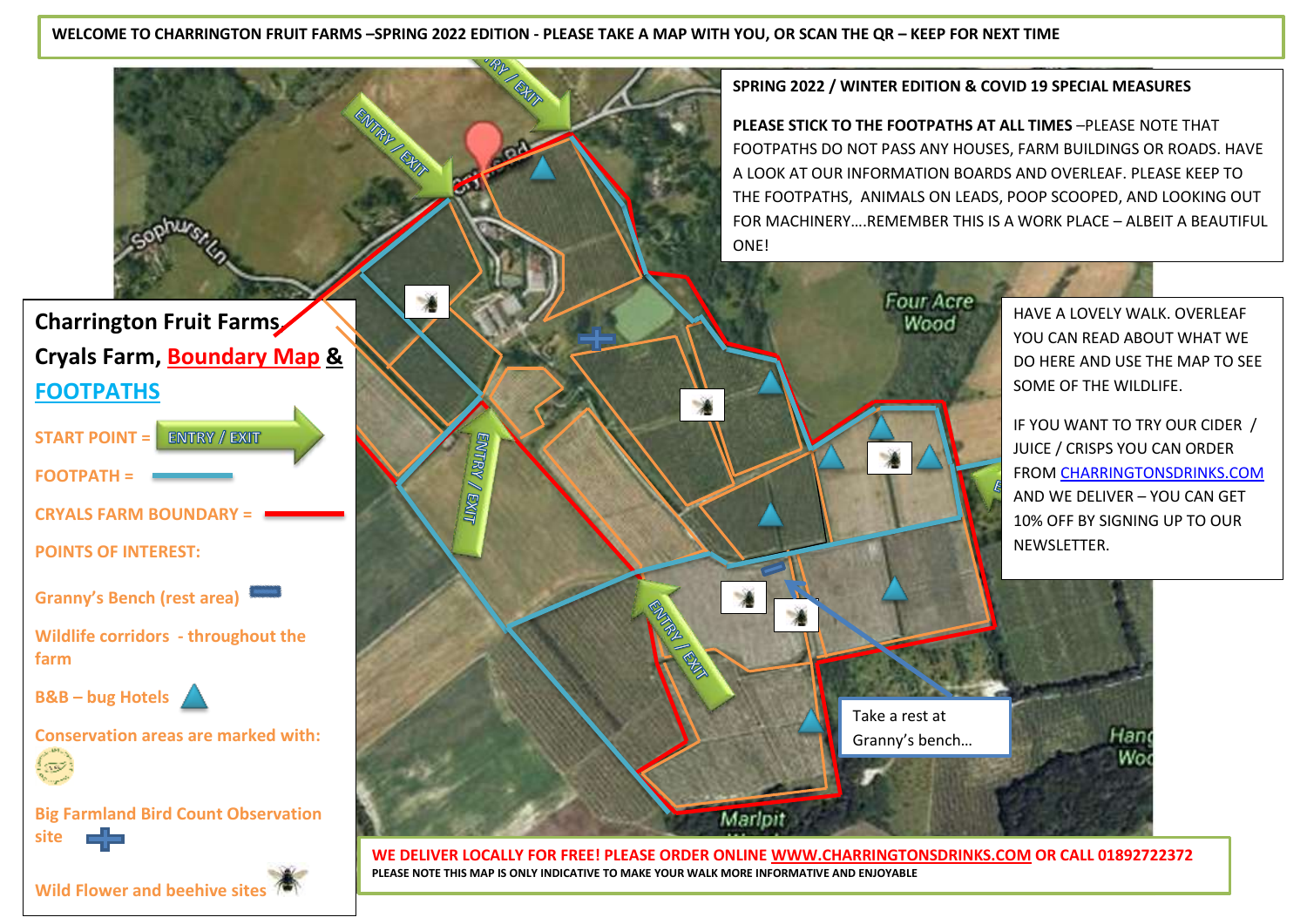WELCOME TO CHARRINGTON FRUIT FARMS –SPRING 2022 EDITION - PLEASE TAKE A MAP WITH YOU, OR SCAN THE QR – KEEP FOR NEXT TIME

## Charrington Fruit Farms, Cryals Farm, Boundary Map & FOOTPATHS

START POINT = ENTRY / EXIT

FOOTPATH =

CRYALS FARM BOUNDARY =

POINTS OF INTEREST:

Granny's Bench (rest area)

Wildlife corridors - throughout the farm

B&B – bug Hotels

Conservation areas are marked with:

Big Farmland Bird Count Observation site

Wild Flower and beehive sites

ENTRY / EXIT

ENTRY / EXIT

ENTRY / EXIT

ENTRY / EXIT

Sophurst Ln

Four Acre Wood

Hang Wood

Marlpit

Take a rest at Granny's bench…

**SPRING 2022 / WINTER EDITION & COVID 19 SPECIAL MEASURES**

**PLEASE STICK TO THE FOOTPATHS AT ALL TIMES** –PLEASE NOTE THAT FOOTPATHS DO NOT PASS ANY HOUSES, FARM BUILDINGS OR ROADS. HAVE A LOOK AT OUR INFORMATION BOARDS AND OVERLEAF. PLEASE KEEP TO THE FOOTPATHS, ANIMALS ON LEADS, POOP SCOOPED, AND LOOKING OUT FOR MACHINERY….REMEMBER THIS IS A WORK PLACE – ALBEIT A BEAUTIFUL ONE!

HAVE A LOVELY WALK. OVERLEAF YOU CAN READ ABOUT WHAT WE DO HERE AND USE THE MAP TO SEE SOME OF THE WILDLIFE.

IF YOU WANT TO TRY OUR CIDER / JUICE / CRISPS YOU CAN ORDER FROM CHARRINGTONSDRINKS.COM AND WE DELIVER – YOU CAN GET 10% OFF BY SIGNING UP TO OUR NEWSLETTER.

**WE DELIVER LOCALLY FOR FREE! PLEASE ORDER ONLINE WWW.CHARRINGTONSDRINKS.COM OR CALL 01892722372**

**PLEASE NOTE THIS MAP IS ONLY INDICATIVE TO MAKE YOUR WALK MORE INFORMATIVE AND ENJOYABLE**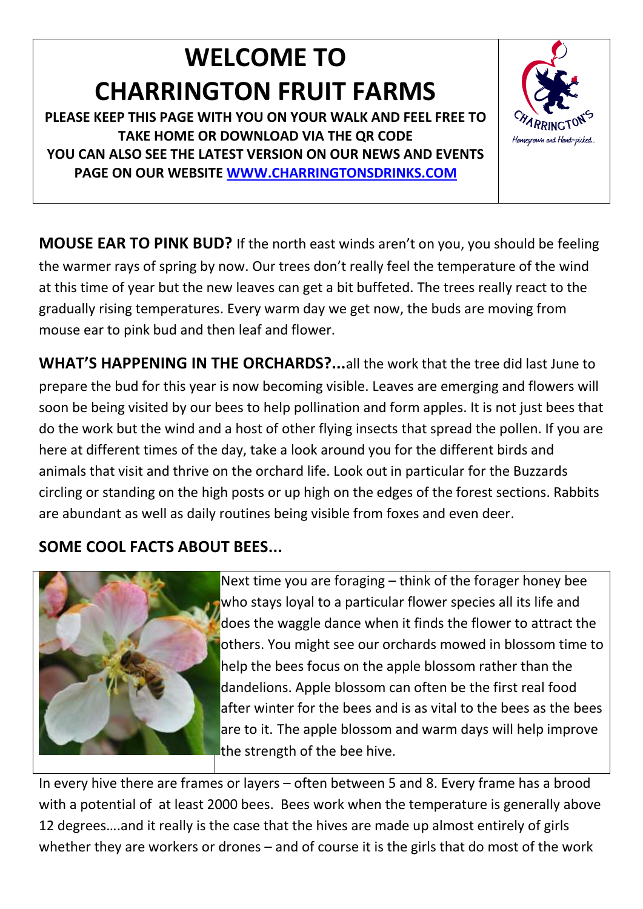# WELCOME TO CHARRINGTON FRUIT FARMS

**PLEASE KEEP THIS PAGE WITH YOU ON YOUR WALK AND FEEL FREE TO TAKE HOME OR DOWNLOAD VIA THE QR CODE**
**YOU CAN ALSO SEE THE LATEST VERSION ON OUR NEWS AND EVENTS PAGE ON OUR WEBSITE [WWW.CHARRINGTONSDRINKS.COM](http://WWW.CHARRINGTONSDRINKS.COM)**

**MOUSE EAR TO PINK BUD?** If the north east winds aren't on you, you should be feeling the warmer rays of spring by now. Our trees don't really feel the temperature of the wind at this time of year but the new leaves can get a bit buffeted. The trees really react to the gradually rising temperatures. Every warm day we get now, the buds are moving from mouse ear to pink bud and then leaf and flower.

**WHAT'S HAPPENING IN THE ORCHARDS?...**all the work that the tree did last June to prepare the bud for this year is now becoming visible. Leaves are emerging and flowers will soon be being visited by our bees to help pollination and form apples. It is not just bees that do the work but the wind and a host of other flying insects that spread the pollen. If you are here at different times of the day, take a look around you for the different birds and animals that visit and thrive on the orchard life. Look out in particular for the Buzzards circling or standing on the high posts or up high on the edges of the forest sections. Rabbits are abundant as well as daily routines being visible from foxes and even deer.

## SOME COOL FACTS ABOUT BEES...

Next time you are foraging – think of the forager honey bee who stays loyal to a particular flower species all its life and does the waggle dance when it finds the flower to attract the others. You might see our orchards mowed in blossom time to help the bees focus on the apple blossom rather than the dandelions. Apple blossom can often be the first real food after winter for the bees and is as vital to the bees as the bees are to it. The apple blossom and warm days will help improve the strength of the bee hive.

In every hive there are frames or layers – often between 5 and 8. Every frame has a brood with a potential of at least 2000 bees. Bees work when the temperature is generally above 12 degrees….and it really is the case that the hives are made up almost entirely of girls whether they are workers or drones – and of course it is the girls that do most of the work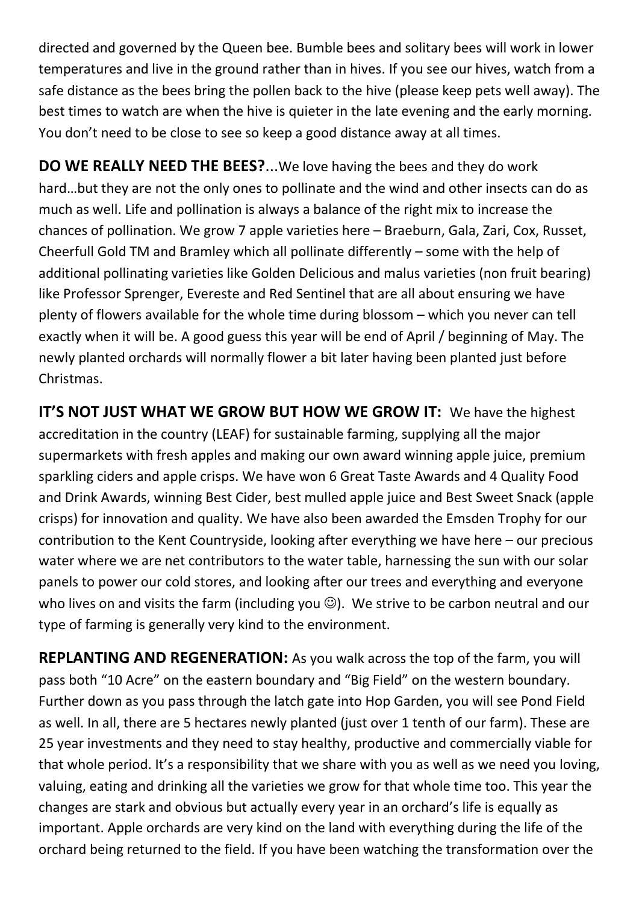directed and governed by the Queen bee. Bumble bees and solitary bees will work in lower temperatures and live in the ground rather than in hives. If you see our hives, watch from a safe distance as the bees bring the pollen back to the hive (please keep pets well away). The best times to watch are when the hive is quieter in the late evening and the early morning. You don't need to be close to see so keep a good distance away at all times.

**DO WE REALLY NEED THE BEES?**...We love having the bees and they do work hard…but they are not the only ones to pollinate and the wind and other insects can do as much as well. Life and pollination is always a balance of the right mix to increase the chances of pollination. We grow 7 apple varieties here – Braeburn, Gala, Zari, Cox, Russet, Cheerfull Gold TM and Bramley which all pollinate differently – some with the help of additional pollinating varieties like Golden Delicious and malus varieties (non fruit bearing) like Professor Sprenger, Evereste and Red Sentinel that are all about ensuring we have plenty of flowers available for the whole time during blossom – which you never can tell exactly when it will be. A good guess this year will be end of April / beginning of May. The newly planted orchards will normally flower a bit later having been planted just before Christmas.

**IT'S NOT JUST WHAT WE GROW BUT HOW WE GROW IT:** We have the highest accreditation in the country (LEAF) for sustainable farming, supplying all the major supermarkets with fresh apples and making our own award winning apple juice, premium sparkling ciders and apple crisps. We have won 6 Great Taste Awards and 4 Quality Food and Drink Awards, winning Best Cider, best mulled apple juice and Best Sweet Snack (apple crisps) for innovation and quality. We have also been awarded the Emsden Trophy for our contribution to the Kent Countryside, looking after everything we have here – our precious water where we are net contributors to the water table, harnessing the sun with our solar panels to power our cold stores, and looking after our trees and everything and everyone who lives on and visits the farm (including you ☺). We strive to be carbon neutral and our type of farming is generally very kind to the environment.

**REPLANTING AND REGENERATION:** As you walk across the top of the farm, you will pass both "10 Acre" on the eastern boundary and "Big Field" on the western boundary. Further down as you pass through the latch gate into Hop Garden, you will see Pond Field as well. In all, there are 5 hectares newly planted (just over 1 tenth of our farm). These are 25 year investments and they need to stay healthy, productive and commercially viable for that whole period. It's a responsibility that we share with you as well as we need you loving, valuing, eating and drinking all the varieties we grow for that whole time too. This year the changes are stark and obvious but actually every year in an orchard's life is equally as important. Apple orchards are very kind on the land with everything during the life of the orchard being returned to the field. If you have been watching the transformation over the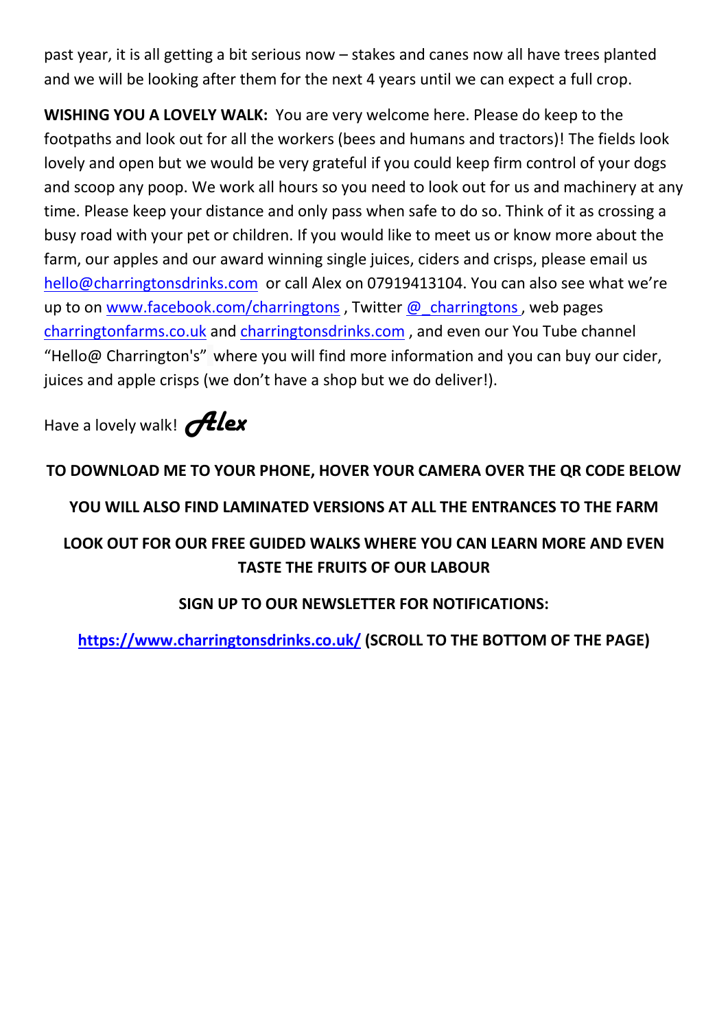past year, it is all getting a bit serious now – stakes and canes now all have trees planted and we will be looking after them for the next 4 years until we can expect a full crop.

**WISHING YOU A LOVELY WALK:** You are very welcome here. Please do keep to the footpaths and look out for all the workers (bees and humans and tractors)! The fields look lovely and open but we would be very grateful if you could keep firm control of your dogs and scoop any poop. We work all hours so you need to look out for us and machinery at any time. Please keep your distance and only pass when safe to do so. Think of it as crossing a busy road with your pet or children. If you would like to meet us or know more about the farm, our apples and our award winning single juices, ciders and crisps, please email us hello@charringtonsdrinks.com or call Alex on 07919413104. You can also see what we're up to on www.facebook.com/charringtons , Twitter @_charringtons , web pages charringtonfarms.co.uk and charringtonsdrinks.com , and even our You Tube channel "Hello@ Charrington's" where you will find more information and you can buy our cider, juices and apple crisps (we don't have a shop but we do deliver!).

Have a lovely walk! ***Alex***

**TO DOWNLOAD ME TO YOUR PHONE, HOVER YOUR CAMERA OVER THE QR CODE BELOW**

**YOU WILL ALSO FIND LAMINATED VERSIONS AT ALL THE ENTRANCES TO THE FARM**

**LOOK OUT FOR OUR FREE GUIDED WALKS WHERE YOU CAN LEARN MORE AND EVEN TASTE THE FRUITS OF OUR LABOUR**

**SIGN UP TO OUR NEWSLETTER FOR NOTIFICATIONS:**

**https://www.charringtonsdrinks.co.uk/ (SCROLL TO THE BOTTOM OF THE PAGE)**